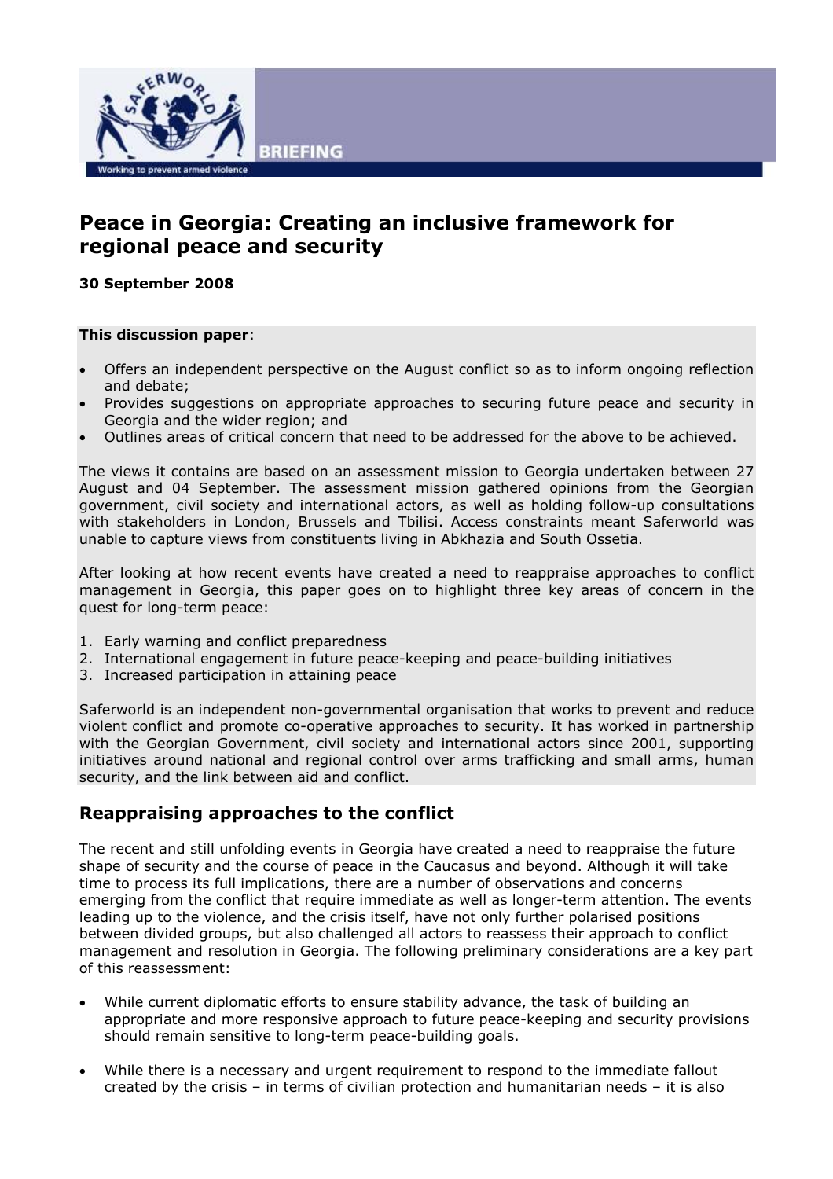BRIEFING

# Peace in Georgia: Creating an inclusive framework for regional peace and security

**30 September 2008**

**This discussion paper**:

- Offers an independent perspective on the August conflict so as to inform ongoing reflection and debate;
- Provides suggestions on appropriate approaches to securing future peace and security in Georgia and the wider region; and
- Outlines areas of critical concern that need to be addressed for the above to be achieved.

The views it contains are based on an assessment mission to Georgia undertaken between 27 August and 04 September. The assessment mission gathered opinions from the Georgian government, civil society and international actors, as well as holding follow-up consultations with stakeholders in London, Brussels and Tbilisi. Access constraints meant Saferworld was unable to capture views from constituents living in Abkhazia and South Ossetia.

After looking at how recent events have created a need to reappraise approaches to conflict management in Georgia, this paper goes on to highlight three key areas of concern in the quest for long-term peace:

1. Early warning and conflict preparedness
2. International engagement in future peace-keeping and peace-building initiatives
3. Increased participation in attaining peace

Saferworld is an independent non-governmental organisation that works to prevent and reduce violent conflict and promote co-operative approaches to security. It has worked in partnership with the Georgian Government, civil society and international actors since 2001, supporting initiatives around national and regional control over arms trafficking and small arms, human security, and the link between aid and conflict.

## Reappraising approaches to the conflict

The recent and still unfolding events in Georgia have created a need to reappraise the future shape of security and the course of peace in the Caucasus and beyond. Although it will take time to process its full implications, there are a number of observations and concerns emerging from the conflict that require immediate as well as longer-term attention. The events leading up to the violence, and the crisis itself, have not only further polarised positions between divided groups, but also challenged all actors to reassess their approach to conflict management and resolution in Georgia. The following preliminary considerations are a key part of this reassessment:

- While current diplomatic efforts to ensure stability advance, the task of building an appropriate and more responsive approach to future peace-keeping and security provisions should remain sensitive to long-term peace-building goals.
- While there is a necessary and urgent requirement to respond to the immediate fallout created by the crisis – in terms of civilian protection and humanitarian needs – it is also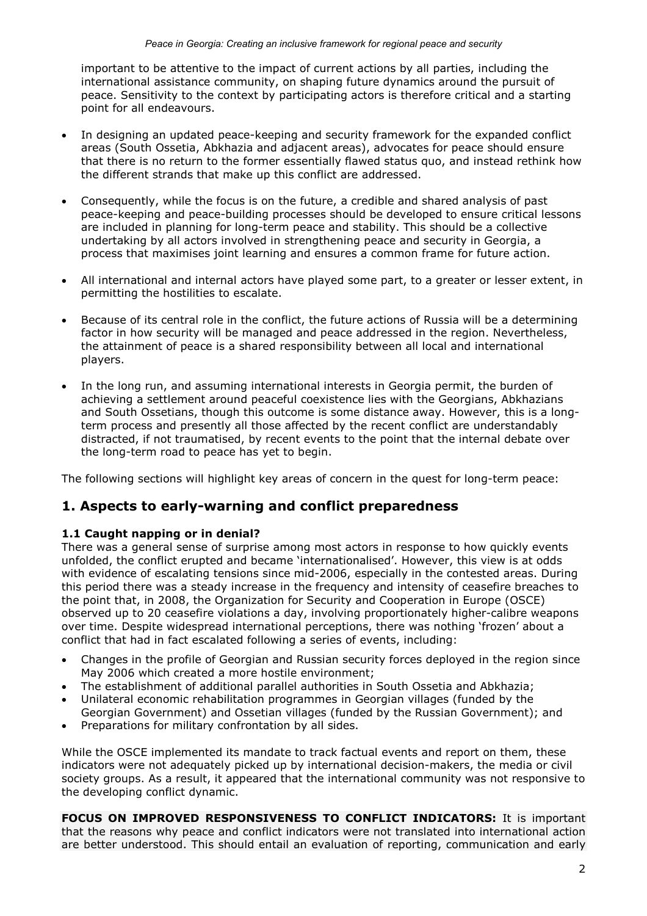important to be attentive to the impact of current actions by all parties, including the international assistance community, on shaping future dynamics around the pursuit of peace. Sensitivity to the context by participating actors is therefore critical and a starting point for all endeavours.

- In designing an updated peace-keeping and security framework for the expanded conflict areas (South Ossetia, Abkhazia and adjacent areas), advocates for peace should ensure that there is no return to the former essentially flawed status quo, and instead rethink how the different strands that make up this conflict are addressed.
- Consequently, while the focus is on the future, a credible and shared analysis of past peace-keeping and peace-building processes should be developed to ensure critical lessons are included in planning for long-term peace and stability. This should be a collective undertaking by all actors involved in strengthening peace and security in Georgia, a process that maximises joint learning and ensures a common frame for future action.
- All international and internal actors have played some part, to a greater or lesser extent, in permitting the hostilities to escalate.
- Because of its central role in the conflict, the future actions of Russia will be a determining factor in how security will be managed and peace addressed in the region. Nevertheless, the attainment of peace is a shared responsibility between all local and international players.
- In the long run, and assuming international interests in Georgia permit, the burden of achieving a settlement around peaceful coexistence lies with the Georgians, Abkhazians and South Ossetians, though this outcome is some distance away. However, this is a long-term process and presently all those affected by the recent conflict are understandably distracted, if not traumatised, by recent events to the point that the internal debate over the long-term road to peace has yet to begin.

The following sections will highlight key areas of concern in the quest for long-term peace:

## 1. Aspects to early-warning and conflict preparedness

### 1.1 Caught napping or in denial?

There was a general sense of surprise among most actors in response to how quickly events unfolded, the conflict erupted and became 'internationalised'. However, this view is at odds with evidence of escalating tensions since mid-2006, especially in the contested areas. During this period there was a steady increase in the frequency and intensity of ceasefire breaches to the point that, in 2008, the Organization for Security and Cooperation in Europe (OSCE) observed up to 20 ceasefire violations a day, involving proportionately higher-calibre weapons over time. Despite widespread international perceptions, there was nothing 'frozen' about a conflict that had in fact escalated following a series of events, including:

- Changes in the profile of Georgian and Russian security forces deployed in the region since May 2006 which created a more hostile environment;
- The establishment of additional parallel authorities in South Ossetia and Abkhazia;
- Unilateral economic rehabilitation programmes in Georgian villages (funded by the Georgian Government) and Ossetian villages (funded by the Russian Government); and
- Preparations for military confrontation by all sides.

While the OSCE implemented its mandate to track factual events and report on them, these indicators were not adequately picked up by international decision-makers, the media or civil society groups. As a result, it appeared that the international community was not responsive to the developing conflict dynamic.

**FOCUS ON IMPROVED RESPONSIVENESS TO CONFLICT INDICATORS:** It is important that the reasons why peace and conflict indicators were not translated into international action are better understood. This should entail an evaluation of reporting, communication and early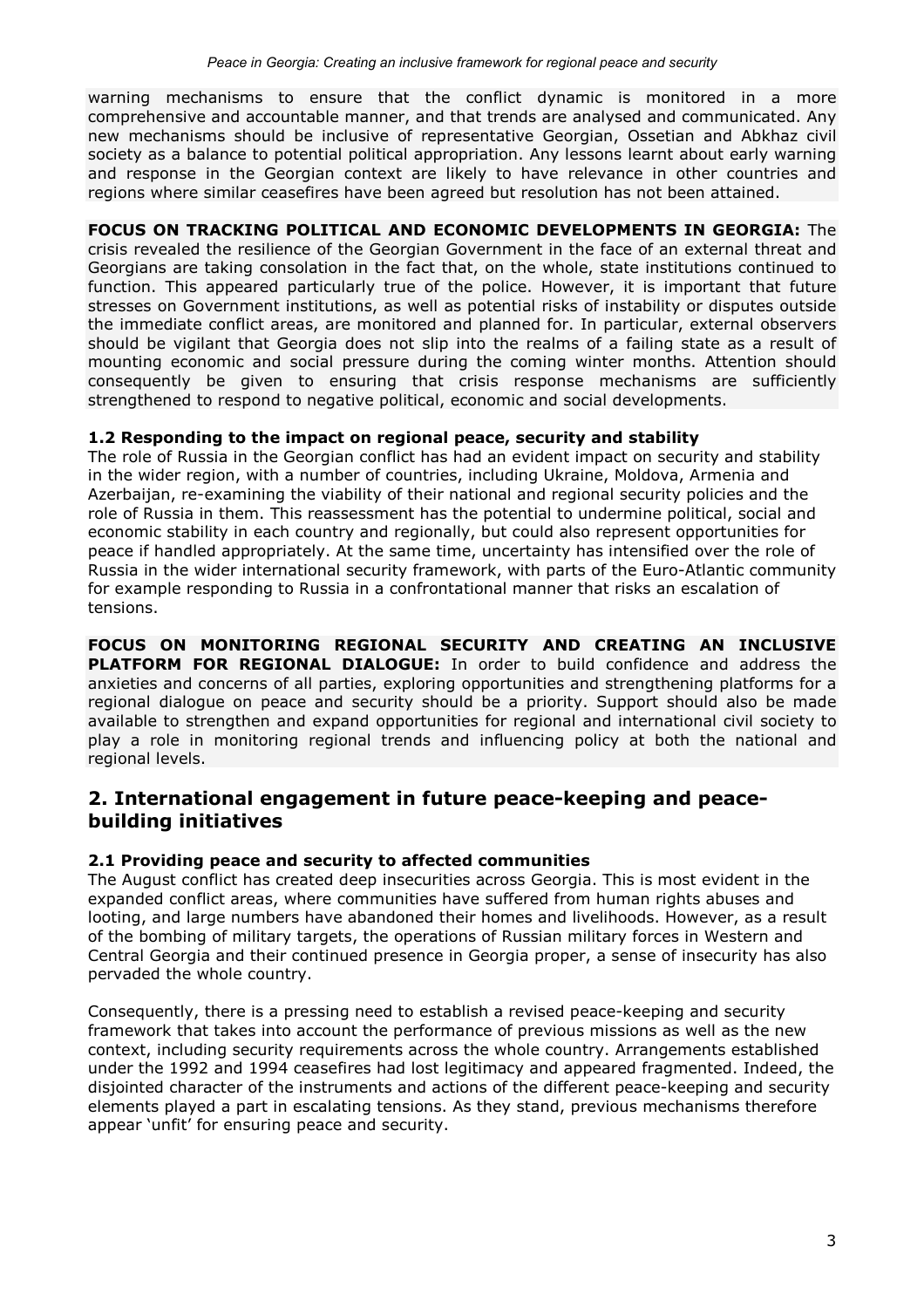warning mechanisms to ensure that the conflict dynamic is monitored in a more comprehensive and accountable manner, and that trends are analysed and communicated. Any new mechanisms should be inclusive of representative Georgian, Ossetian and Abkhaz civil society as a balance to potential political appropriation. Any lessons learnt about early warning and response in the Georgian context are likely to have relevance in other countries and regions where similar ceasefires have been agreed but resolution has not been attained.

**FOCUS ON TRACKING POLITICAL AND ECONOMIC DEVELOPMENTS IN GEORGIA:** The crisis revealed the resilience of the Georgian Government in the face of an external threat and Georgians are taking consolation in the fact that, on the whole, state institutions continued to function. This appeared particularly true of the police. However, it is important that future stresses on Government institutions, as well as potential risks of instability or disputes outside the immediate conflict areas, are monitored and planned for. In particular, external observers should be vigilant that Georgia does not slip into the realms of a failing state as a result of mounting economic and social pressure during the coming winter months. Attention should consequently be given to ensuring that crisis response mechanisms are sufficiently strengthened to respond to negative political, economic and social developments.

### 1.2 Responding to the impact on regional peace, security and stability

The role of Russia in the Georgian conflict has had an evident impact on security and stability in the wider region, with a number of countries, including Ukraine, Moldova, Armenia and Azerbaijan, re-examining the viability of their national and regional security policies and the role of Russia in them. This reassessment has the potential to undermine political, social and economic stability in each country and regionally, but could also represent opportunities for peace if handled appropriately. At the same time, uncertainty has intensified over the role of Russia in the wider international security framework, with parts of the Euro-Atlantic community for example responding to Russia in a confrontational manner that risks an escalation of tensions.

**FOCUS ON MONITORING REGIONAL SECURITY AND CREATING AN INCLUSIVE PLATFORM FOR REGIONAL DIALOGUE:** In order to build confidence and address the anxieties and concerns of all parties, exploring opportunities and strengthening platforms for a regional dialogue on peace and security should be a priority. Support should also be made available to strengthen and expand opportunities for regional and international civil society to play a role in monitoring regional trends and influencing policy at both the national and regional levels.

## 2. International engagement in future peace-keeping and peace-building initiatives

### 2.1 Providing peace and security to affected communities

The August conflict has created deep insecurities across Georgia. This is most evident in the expanded conflict areas, where communities have suffered from human rights abuses and looting, and large numbers have abandoned their homes and livelihoods. However, as a result of the bombing of military targets, the operations of Russian military forces in Western and Central Georgia and their continued presence in Georgia proper, a sense of insecurity has also pervaded the whole country.

Consequently, there is a pressing need to establish a revised peace-keeping and security framework that takes into account the performance of previous missions as well as the new context, including security requirements across the whole country. Arrangements established under the 1992 and 1994 ceasefires had lost legitimacy and appeared fragmented. Indeed, the disjointed character of the instruments and actions of the different peace-keeping and security elements played a part in escalating tensions. As they stand, previous mechanisms therefore appear 'unfit' for ensuring peace and security.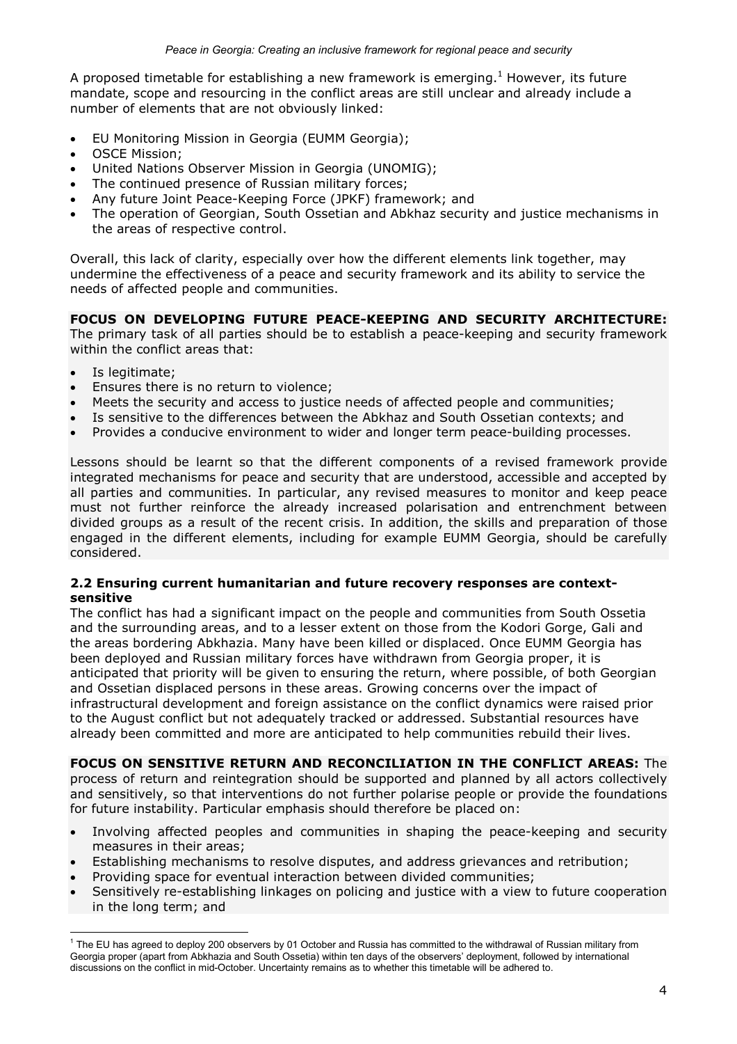A proposed timetable for establishing a new framework is emerging.[1] However, its future mandate, scope and resourcing in the conflict areas are still unclear and already include a number of elements that are not obviously linked:

- EU Monitoring Mission in Georgia (EUMM Georgia);
- OSCE Mission;
- United Nations Observer Mission in Georgia (UNOMIG);
- The continued presence of Russian military forces;
- Any future Joint Peace-Keeping Force (JPKF) framework; and
- The operation of Georgian, South Ossetian and Abkhaz security and justice mechanisms in the areas of respective control.

Overall, this lack of clarity, especially over how the different elements link together, may undermine the effectiveness of a peace and security framework and its ability to service the needs of affected people and communities.

**FOCUS ON DEVELOPING FUTURE PEACE-KEEPING AND SECURITY ARCHITECTURE:** The primary task of all parties should be to establish a peace-keeping and security framework within the conflict areas that:

- Is legitimate;
- Ensures there is no return to violence;
- Meets the security and access to justice needs of affected people and communities;
- Is sensitive to the differences between the Abkhaz and South Ossetian contexts; and
- Provides a conducive environment to wider and longer term peace-building processes.

Lessons should be learnt so that the different components of a revised framework provide integrated mechanisms for peace and security that are understood, accessible and accepted by all parties and communities. In particular, any revised measures to monitor and keep peace must not further reinforce the already increased polarisation and entrenchment between divided groups as a result of the recent crisis. In addition, the skills and preparation of those engaged in the different elements, including for example EUMM Georgia, should be carefully considered.

### 2.2 Ensuring current humanitarian and future recovery responses are context-sensitive

The conflict has had a significant impact on the people and communities from South Ossetia and the surrounding areas, and to a lesser extent on those from the Kodori Gorge, Gali and the areas bordering Abkhazia. Many have been killed or displaced. Once EUMM Georgia has been deployed and Russian military forces have withdrawn from Georgia proper, it is anticipated that priority will be given to ensuring the return, where possible, of both Georgian and Ossetian displaced persons in these areas. Growing concerns over the impact of infrastructural development and foreign assistance on the conflict dynamics were raised prior to the August conflict but not adequately tracked or addressed. Substantial resources have already been committed and more are anticipated to help communities rebuild their lives.

**FOCUS ON SENSITIVE RETURN AND RECONCILIATION IN THE CONFLICT AREAS:** The process of return and reintegration should be supported and planned by all actors collectively and sensitively, so that interventions do not further polarise people or provide the foundations for future instability. Particular emphasis should therefore be placed on:

- Involving affected peoples and communities in shaping the peace-keeping and security measures in their areas;
- Establishing mechanisms to resolve disputes, and address grievances and retribution;
- Providing space for eventual interaction between divided communities;
- Sensitively re-establishing linkages on policing and justice with a view to future cooperation in the long term; and

[1] The EU has agreed to deploy 200 observers by 01 October and Russia has committed to the withdrawal of Russian military from Georgia proper (apart from Abkhazia and South Ossetia) within ten days of the observers' deployment, followed by international discussions on the conflict in mid-October. Uncertainty remains as to whether this timetable will be adhered to.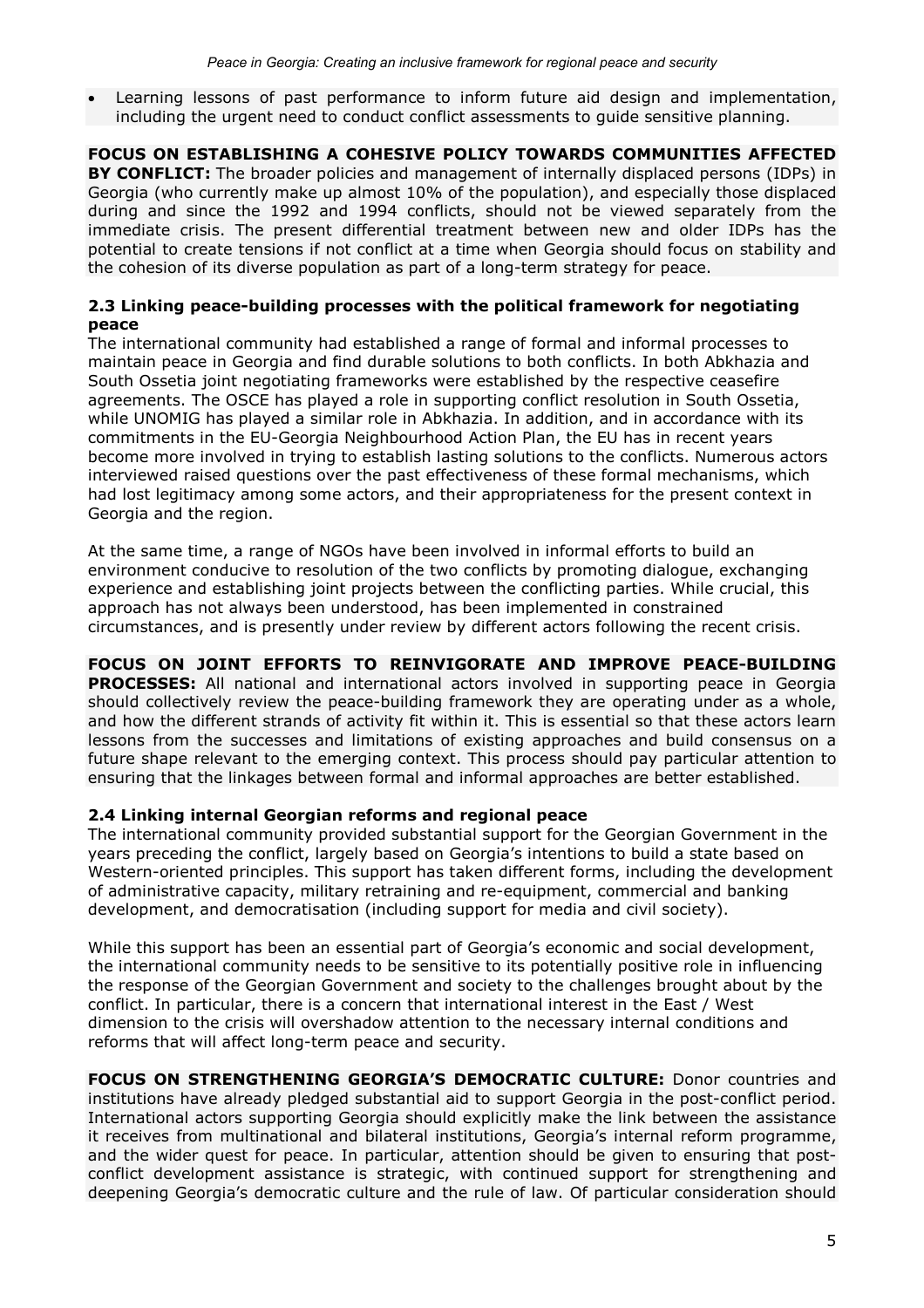- Learning lessons of past performance to inform future aid design and implementation, including the urgent need to conduct conflict assessments to guide sensitive planning.

**FOCUS ON ESTABLISHING A COHESIVE POLICY TOWARDS COMMUNITIES AFFECTED BY CONFLICT:** The broader policies and management of internally displaced persons (IDPs) in Georgia (who currently make up almost 10% of the population), and especially those displaced during and since the 1992 and 1994 conflicts, should not be viewed separately from the immediate crisis. The present differential treatment between new and older IDPs has the potential to create tensions if not conflict at a time when Georgia should focus on stability and the cohesion of its diverse population as part of a long-term strategy for peace.

### 2.3 Linking peace-building processes with the political framework for negotiating peace

The international community had established a range of formal and informal processes to maintain peace in Georgia and find durable solutions to both conflicts. In both Abkhazia and South Ossetia joint negotiating frameworks were established by the respective ceasefire agreements. The OSCE has played a role in supporting conflict resolution in South Ossetia, while UNOMIG has played a similar role in Abkhazia. In addition, and in accordance with its commitments in the EU-Georgia Neighbourhood Action Plan, the EU has in recent years become more involved in trying to establish lasting solutions to the conflicts. Numerous actors interviewed raised questions over the past effectiveness of these formal mechanisms, which had lost legitimacy among some actors, and their appropriateness for the present context in Georgia and the region.

At the same time, a range of NGOs have been involved in informal efforts to build an environment conducive to resolution of the two conflicts by promoting dialogue, exchanging experience and establishing joint projects between the conflicting parties. While crucial, this approach has not always been understood, has been implemented in constrained circumstances, and is presently under review by different actors following the recent crisis.

**FOCUS ON JOINT EFFORTS TO REINVIGORATE AND IMPROVE PEACE-BUILDING PROCESSES:** All national and international actors involved in supporting peace in Georgia should collectively review the peace-building framework they are operating under as a whole, and how the different strands of activity fit within it. This is essential so that these actors learn lessons from the successes and limitations of existing approaches and build consensus on a future shape relevant to the emerging context. This process should pay particular attention to ensuring that the linkages between formal and informal approaches are better established.

### 2.4 Linking internal Georgian reforms and regional peace

The international community provided substantial support for the Georgian Government in the years preceding the conflict, largely based on Georgia's intentions to build a state based on Western-oriented principles. This support has taken different forms, including the development of administrative capacity, military retraining and re-equipment, commercial and banking development, and democratisation (including support for media and civil society).

While this support has been an essential part of Georgia's economic and social development, the international community needs to be sensitive to its potentially positive role in influencing the response of the Georgian Government and society to the challenges brought about by the conflict. In particular, there is a concern that international interest in the East / West dimension to the crisis will overshadow attention to the necessary internal conditions and reforms that will affect long-term peace and security.

**FOCUS ON STRENGTHENING GEORGIA'S DEMOCRATIC CULTURE:** Donor countries and institutions have already pledged substantial aid to support Georgia in the post-conflict period. International actors supporting Georgia should explicitly make the link between the assistance it receives from multinational and bilateral institutions, Georgia's internal reform programme, and the wider quest for peace. In particular, attention should be given to ensuring that post-conflict development assistance is strategic, with continued support for strengthening and deepening Georgia's democratic culture and the rule of law. Of particular consideration should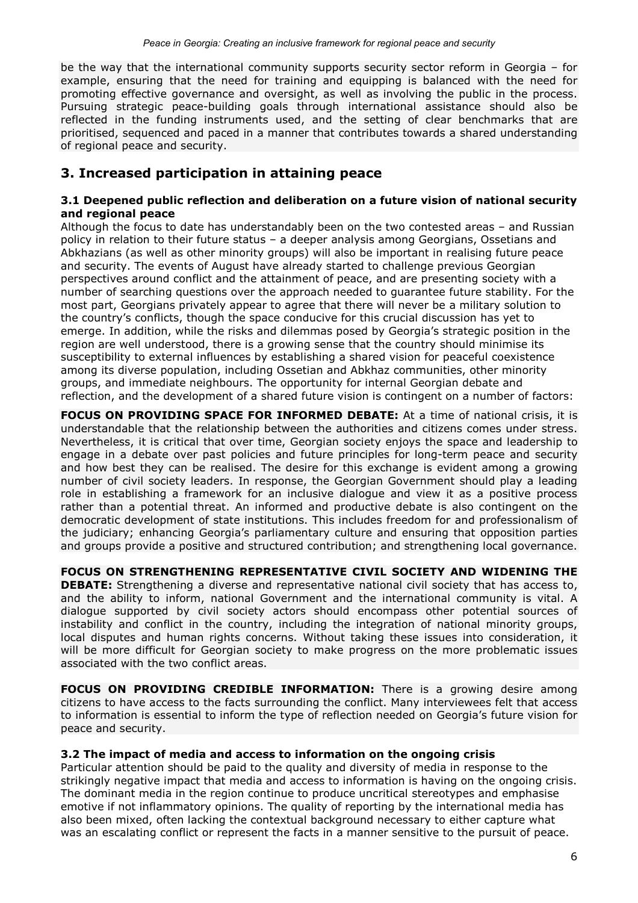be the way that the international community supports security sector reform in Georgia – for example, ensuring that the need for training and equipping is balanced with the need for promoting effective governance and oversight, as well as involving the public in the process. Pursuing strategic peace-building goals through international assistance should also be reflected in the funding instruments used, and the setting of clear benchmarks that are prioritised, sequenced and paced in a manner that contributes towards a shared understanding of regional peace and security.

## 3. Increased participation in attaining peace

### 3.1 Deepened public reflection and deliberation on a future vision of national security and regional peace

Although the focus to date has understandably been on the two contested areas – and Russian policy in relation to their future status – a deeper analysis among Georgians, Ossetians and Abkhazians (as well as other minority groups) will also be important in realising future peace and security. The events of August have already started to challenge previous Georgian perspectives around conflict and the attainment of peace, and are presenting society with a number of searching questions over the approach needed to guarantee future stability. For the most part, Georgians privately appear to agree that there will never be a military solution to the country's conflicts, though the space conducive for this crucial discussion has yet to emerge. In addition, while the risks and dilemmas posed by Georgia's strategic position in the region are well understood, there is a growing sense that the country should minimise its susceptibility to external influences by establishing a shared vision for peaceful coexistence among its diverse population, including Ossetian and Abkhaz communities, other minority groups, and immediate neighbours. The opportunity for internal Georgian debate and reflection, and the development of a shared future vision is contingent on a number of factors:

**FOCUS ON PROVIDING SPACE FOR INFORMED DEBATE:** At a time of national crisis, it is understandable that the relationship between the authorities and citizens comes under stress. Nevertheless, it is critical that over time, Georgian society enjoys the space and leadership to engage in a debate over past policies and future principles for long-term peace and security and how best they can be realised. The desire for this exchange is evident among a growing number of civil society leaders. In response, the Georgian Government should play a leading role in establishing a framework for an inclusive dialogue and view it as a positive process rather than a potential threat. An informed and productive debate is also contingent on the democratic development of state institutions. This includes freedom for and professionalism of the judiciary; enhancing Georgia's parliamentary culture and ensuring that opposition parties and groups provide a positive and structured contribution; and strengthening local governance.

**FOCUS ON STRENGTHENING REPRESENTATIVE CIVIL SOCIETY AND WIDENING THE DEBATE:** Strengthening a diverse and representative national civil society that has access to, and the ability to inform, national Government and the international community is vital. A dialogue supported by civil society actors should encompass other potential sources of instability and conflict in the country, including the integration of national minority groups, local disputes and human rights concerns. Without taking these issues into consideration, it will be more difficult for Georgian society to make progress on the more problematic issues associated with the two conflict areas.

**FOCUS ON PROVIDING CREDIBLE INFORMATION:** There is a growing desire among citizens to have access to the facts surrounding the conflict. Many interviewees felt that access to information is essential to inform the type of reflection needed on Georgia's future vision for peace and security.

### 3.2 The impact of media and access to information on the ongoing crisis

Particular attention should be paid to the quality and diversity of media in response to the strikingly negative impact that media and access to information is having on the ongoing crisis. The dominant media in the region continue to produce uncritical stereotypes and emphasise emotive if not inflammatory opinions. The quality of reporting by the international media has also been mixed, often lacking the contextual background necessary to either capture what was an escalating conflict or represent the facts in a manner sensitive to the pursuit of peace.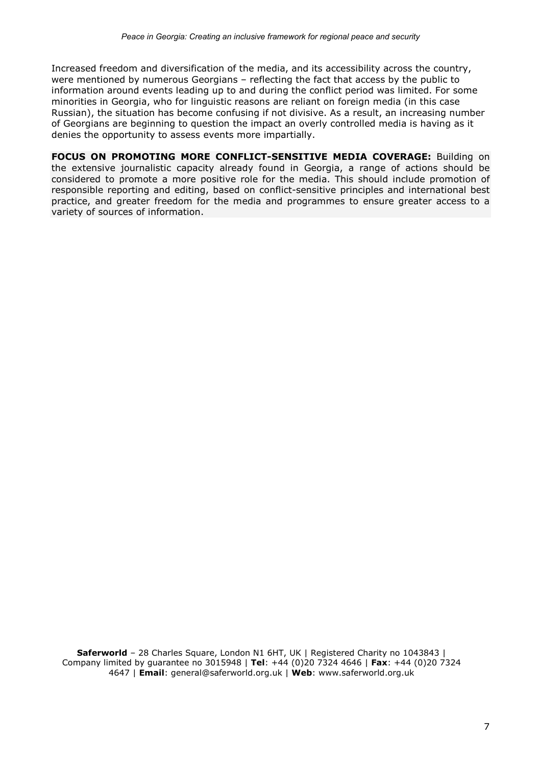Increased freedom and diversification of the media, and its accessibility across the country, were mentioned by numerous Georgians – reflecting the fact that access by the public to information around events leading up to and during the conflict period was limited. For some minorities in Georgia, who for linguistic reasons are reliant on foreign media (in this case Russian), the situation has become confusing if not divisive. As a result, an increasing number of Georgians are beginning to question the impact an overly controlled media is having as it denies the opportunity to assess events more impartially.

**FOCUS ON PROMOTING MORE CONFLICT-SENSITIVE MEDIA COVERAGE:** Building on the extensive journalistic capacity already found in Georgia, a range of actions should be considered to promote a more positive role for the media. This should include promotion of responsible reporting and editing, based on conflict-sensitive principles and international best practice, and greater freedom for the media and programmes to ensure greater access to a variety of sources of information.

**Saferworld** – 28 Charles Square, London N1 6HT, UK | Registered Charity no 1043843 | Company limited by guarantee no 3015948 | **Tel**: +44 (0)20 7324 4646 | **Fax**: +44 (0)20 7324 4647 | **Email**: general@saferworld.org.uk | **Web**: www.saferworld.org.uk